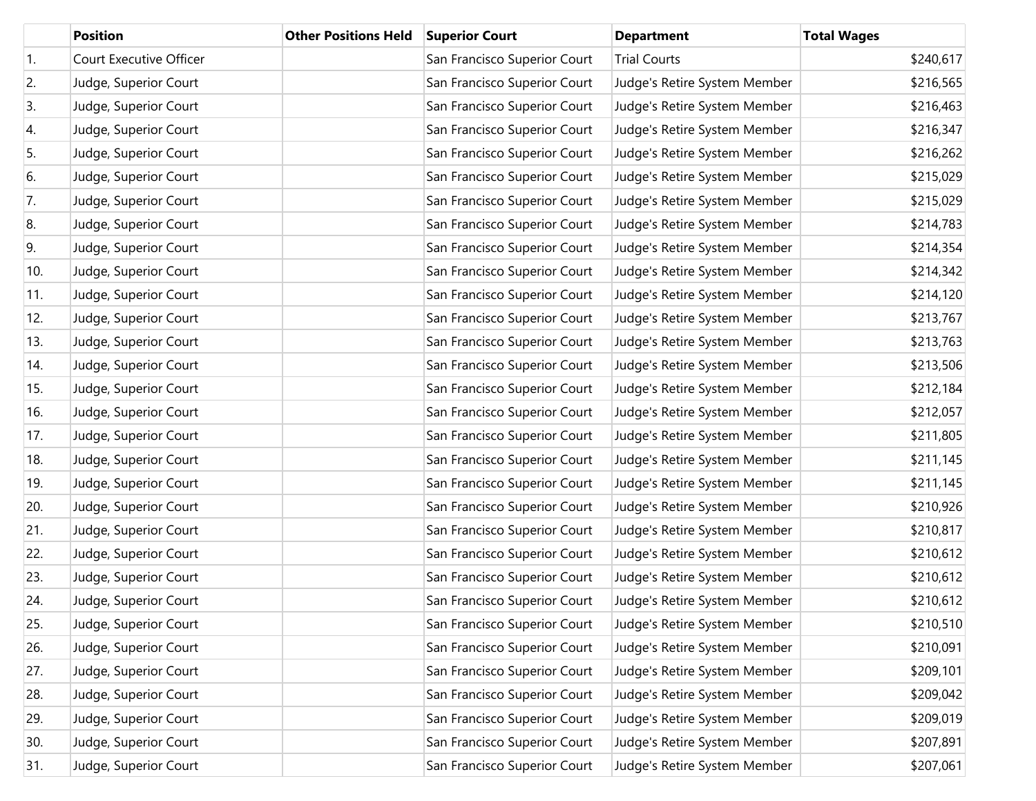| | Position | Other Positions Held | Superior Court | Department | Total Wages |
|---|---|---|---|---|---|
| 1. | Court Executive Officer | | San Francisco Superior Court | Trial Courts | $240,617 |
| 2. | Judge, Superior Court | | San Francisco Superior Court | Judge's Retire System Member | $216,565 |
| 3. | Judge, Superior Court | | San Francisco Superior Court | Judge's Retire System Member | $216,463 |
| 4. | Judge, Superior Court | | San Francisco Superior Court | Judge's Retire System Member | $216,347 |
| 5. | Judge, Superior Court | | San Francisco Superior Court | Judge's Retire System Member | $216,262 |
| 6. | Judge, Superior Court | | San Francisco Superior Court | Judge's Retire System Member | $215,029 |
| 7. | Judge, Superior Court | | San Francisco Superior Court | Judge's Retire System Member | $215,029 |
| 8. | Judge, Superior Court | | San Francisco Superior Court | Judge's Retire System Member | $214,783 |
| 9. | Judge, Superior Court | | San Francisco Superior Court | Judge's Retire System Member | $214,354 |
| 10. | Judge, Superior Court | | San Francisco Superior Court | Judge's Retire System Member | $214,342 |
| 11. | Judge, Superior Court | | San Francisco Superior Court | Judge's Retire System Member | $214,120 |
| 12. | Judge, Superior Court | | San Francisco Superior Court | Judge's Retire System Member | $213,767 |
| 13. | Judge, Superior Court | | San Francisco Superior Court | Judge's Retire System Member | $213,763 |
| 14. | Judge, Superior Court | | San Francisco Superior Court | Judge's Retire System Member | $213,506 |
| 15. | Judge, Superior Court | | San Francisco Superior Court | Judge's Retire System Member | $212,184 |
| 16. | Judge, Superior Court | | San Francisco Superior Court | Judge's Retire System Member | $212,057 |
| 17. | Judge, Superior Court | | San Francisco Superior Court | Judge's Retire System Member | $211,805 |
| 18. | Judge, Superior Court | | San Francisco Superior Court | Judge's Retire System Member | $211,145 |
| 19. | Judge, Superior Court | | San Francisco Superior Court | Judge's Retire System Member | $211,145 |
| 20. | Judge, Superior Court | | San Francisco Superior Court | Judge's Retire System Member | $210,926 |
| 21. | Judge, Superior Court | | San Francisco Superior Court | Judge's Retire System Member | $210,817 |
| 22. | Judge, Superior Court | | San Francisco Superior Court | Judge's Retire System Member | $210,612 |
| 23. | Judge, Superior Court | | San Francisco Superior Court | Judge's Retire System Member | $210,612 |
| 24. | Judge, Superior Court | | San Francisco Superior Court | Judge's Retire System Member | $210,612 |
| 25. | Judge, Superior Court | | San Francisco Superior Court | Judge's Retire System Member | $210,510 |
| 26. | Judge, Superior Court | | San Francisco Superior Court | Judge's Retire System Member | $210,091 |
| 27. | Judge, Superior Court | | San Francisco Superior Court | Judge's Retire System Member | $209,101 |
| 28. | Judge, Superior Court | | San Francisco Superior Court | Judge's Retire System Member | $209,042 |
| 29. | Judge, Superior Court | | San Francisco Superior Court | Judge's Retire System Member | $209,019 |
| 30. | Judge, Superior Court | | San Francisco Superior Court | Judge's Retire System Member | $207,891 |
| 31. | Judge, Superior Court | | San Francisco Superior Court | Judge's Retire System Member | $207,061 |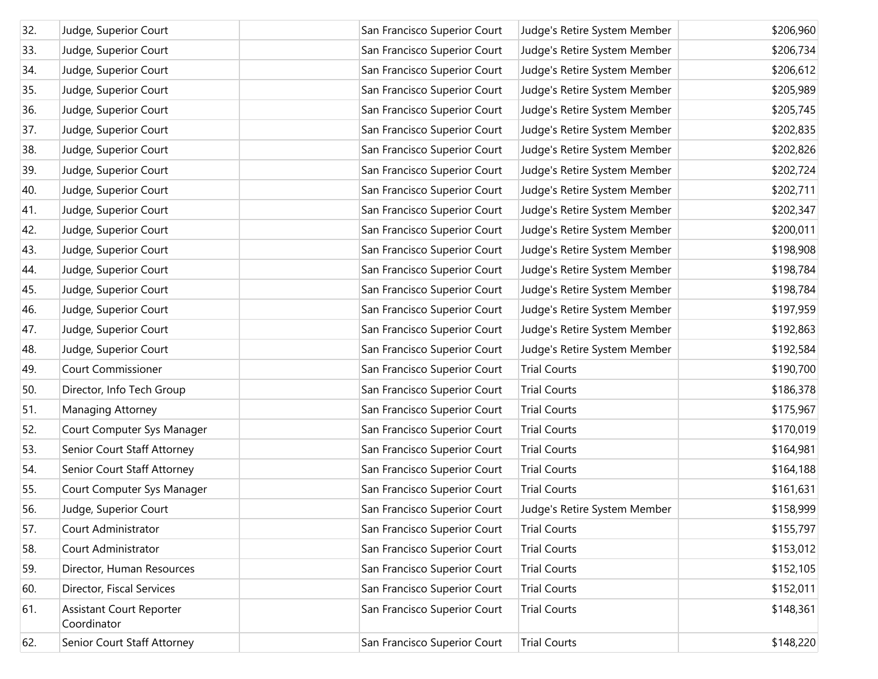| | | | | | |
|---|---|---|---|---|---|
| 32. | Judge, Superior Court | | San Francisco Superior Court | Judge's Retire System Member | $206,960 |
| 33. | Judge, Superior Court | | San Francisco Superior Court | Judge's Retire System Member | $206,734 |
| 34. | Judge, Superior Court | | San Francisco Superior Court | Judge's Retire System Member | $206,612 |
| 35. | Judge, Superior Court | | San Francisco Superior Court | Judge's Retire System Member | $205,989 |
| 36. | Judge, Superior Court | | San Francisco Superior Court | Judge's Retire System Member | $205,745 |
| 37. | Judge, Superior Court | | San Francisco Superior Court | Judge's Retire System Member | $202,835 |
| 38. | Judge, Superior Court | | San Francisco Superior Court | Judge's Retire System Member | $202,826 |
| 39. | Judge, Superior Court | | San Francisco Superior Court | Judge's Retire System Member | $202,724 |
| 40. | Judge, Superior Court | | San Francisco Superior Court | Judge's Retire System Member | $202,711 |
| 41. | Judge, Superior Court | | San Francisco Superior Court | Judge's Retire System Member | $202,347 |
| 42. | Judge, Superior Court | | San Francisco Superior Court | Judge's Retire System Member | $200,011 |
| 43. | Judge, Superior Court | | San Francisco Superior Court | Judge's Retire System Member | $198,908 |
| 44. | Judge, Superior Court | | San Francisco Superior Court | Judge's Retire System Member | $198,784 |
| 45. | Judge, Superior Court | | San Francisco Superior Court | Judge's Retire System Member | $198,784 |
| 46. | Judge, Superior Court | | San Francisco Superior Court | Judge's Retire System Member | $197,959 |
| 47. | Judge, Superior Court | | San Francisco Superior Court | Judge's Retire System Member | $192,863 |
| 48. | Judge, Superior Court | | San Francisco Superior Court | Judge's Retire System Member | $192,584 |
| 49. | Court Commissioner | | San Francisco Superior Court | Trial Courts | $190,700 |
| 50. | Director, Info Tech Group | | San Francisco Superior Court | Trial Courts | $186,378 |
| 51. | Managing Attorney | | San Francisco Superior Court | Trial Courts | $175,967 |
| 52. | Court Computer Sys Manager | | San Francisco Superior Court | Trial Courts | $170,019 |
| 53. | Senior Court Staff Attorney | | San Francisco Superior Court | Trial Courts | $164,981 |
| 54. | Senior Court Staff Attorney | | San Francisco Superior Court | Trial Courts | $164,188 |
| 55. | Court Computer Sys Manager | | San Francisco Superior Court | Trial Courts | $161,631 |
| 56. | Judge, Superior Court | | San Francisco Superior Court | Judge's Retire System Member | $158,999 |
| 57. | Court Administrator | | San Francisco Superior Court | Trial Courts | $155,797 |
| 58. | Court Administrator | | San Francisco Superior Court | Trial Courts | $153,012 |
| 59. | Director, Human Resources | | San Francisco Superior Court | Trial Courts | $152,105 |
| 60. | Director, Fiscal Services | | San Francisco Superior Court | Trial Courts | $152,011 |
| 61. | Assistant Court Reporter Coordinator | | San Francisco Superior Court | Trial Courts | $148,361 |
| 62. | Senior Court Staff Attorney | | San Francisco Superior Court | Trial Courts | $148,220 |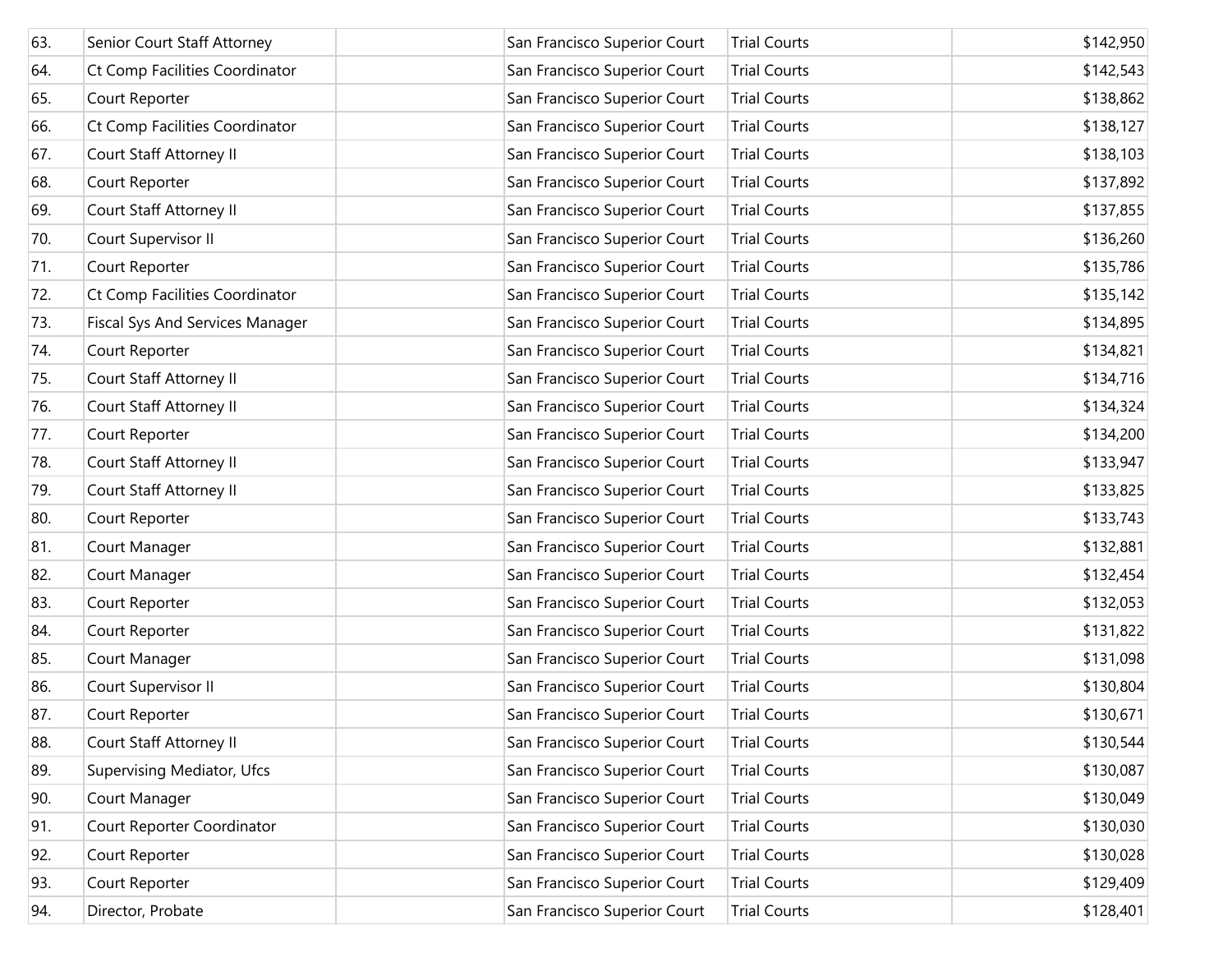| | | | | | |
|---|---|---|---|---|---|
| 63. | Senior Court Staff Attorney | | San Francisco Superior Court | Trial Courts | $142,950 |
| 64. | Ct Comp Facilities Coordinator | | San Francisco Superior Court | Trial Courts | $142,543 |
| 65. | Court Reporter | | San Francisco Superior Court | Trial Courts | $138,862 |
| 66. | Ct Comp Facilities Coordinator | | San Francisco Superior Court | Trial Courts | $138,127 |
| 67. | Court Staff Attorney II | | San Francisco Superior Court | Trial Courts | $138,103 |
| 68. | Court Reporter | | San Francisco Superior Court | Trial Courts | $137,892 |
| 69. | Court Staff Attorney II | | San Francisco Superior Court | Trial Courts | $137,855 |
| 70. | Court Supervisor II | | San Francisco Superior Court | Trial Courts | $136,260 |
| 71. | Court Reporter | | San Francisco Superior Court | Trial Courts | $135,786 |
| 72. | Ct Comp Facilities Coordinator | | San Francisco Superior Court | Trial Courts | $135,142 |
| 73. | Fiscal Sys And Services Manager | | San Francisco Superior Court | Trial Courts | $134,895 |
| 74. | Court Reporter | | San Francisco Superior Court | Trial Courts | $134,821 |
| 75. | Court Staff Attorney II | | San Francisco Superior Court | Trial Courts | $134,716 |
| 76. | Court Staff Attorney II | | San Francisco Superior Court | Trial Courts | $134,324 |
| 77. | Court Reporter | | San Francisco Superior Court | Trial Courts | $134,200 |
| 78. | Court Staff Attorney II | | San Francisco Superior Court | Trial Courts | $133,947 |
| 79. | Court Staff Attorney II | | San Francisco Superior Court | Trial Courts | $133,825 |
| 80. | Court Reporter | | San Francisco Superior Court | Trial Courts | $133,743 |
| 81. | Court Manager | | San Francisco Superior Court | Trial Courts | $132,881 |
| 82. | Court Manager | | San Francisco Superior Court | Trial Courts | $132,454 |
| 83. | Court Reporter | | San Francisco Superior Court | Trial Courts | $132,053 |
| 84. | Court Reporter | | San Francisco Superior Court | Trial Courts | $131,822 |
| 85. | Court Manager | | San Francisco Superior Court | Trial Courts | $131,098 |
| 86. | Court Supervisor II | | San Francisco Superior Court | Trial Courts | $130,804 |
| 87. | Court Reporter | | San Francisco Superior Court | Trial Courts | $130,671 |
| 88. | Court Staff Attorney II | | San Francisco Superior Court | Trial Courts | $130,544 |
| 89. | Supervising Mediator, Ufcs | | San Francisco Superior Court | Trial Courts | $130,087 |
| 90. | Court Manager | | San Francisco Superior Court | Trial Courts | $130,049 |
| 91. | Court Reporter Coordinator | | San Francisco Superior Court | Trial Courts | $130,030 |
| 92. | Court Reporter | | San Francisco Superior Court | Trial Courts | $130,028 |
| 93. | Court Reporter | | San Francisco Superior Court | Trial Courts | $129,409 |
| 94. | Director, Probate | | San Francisco Superior Court | Trial Courts | $128,401 |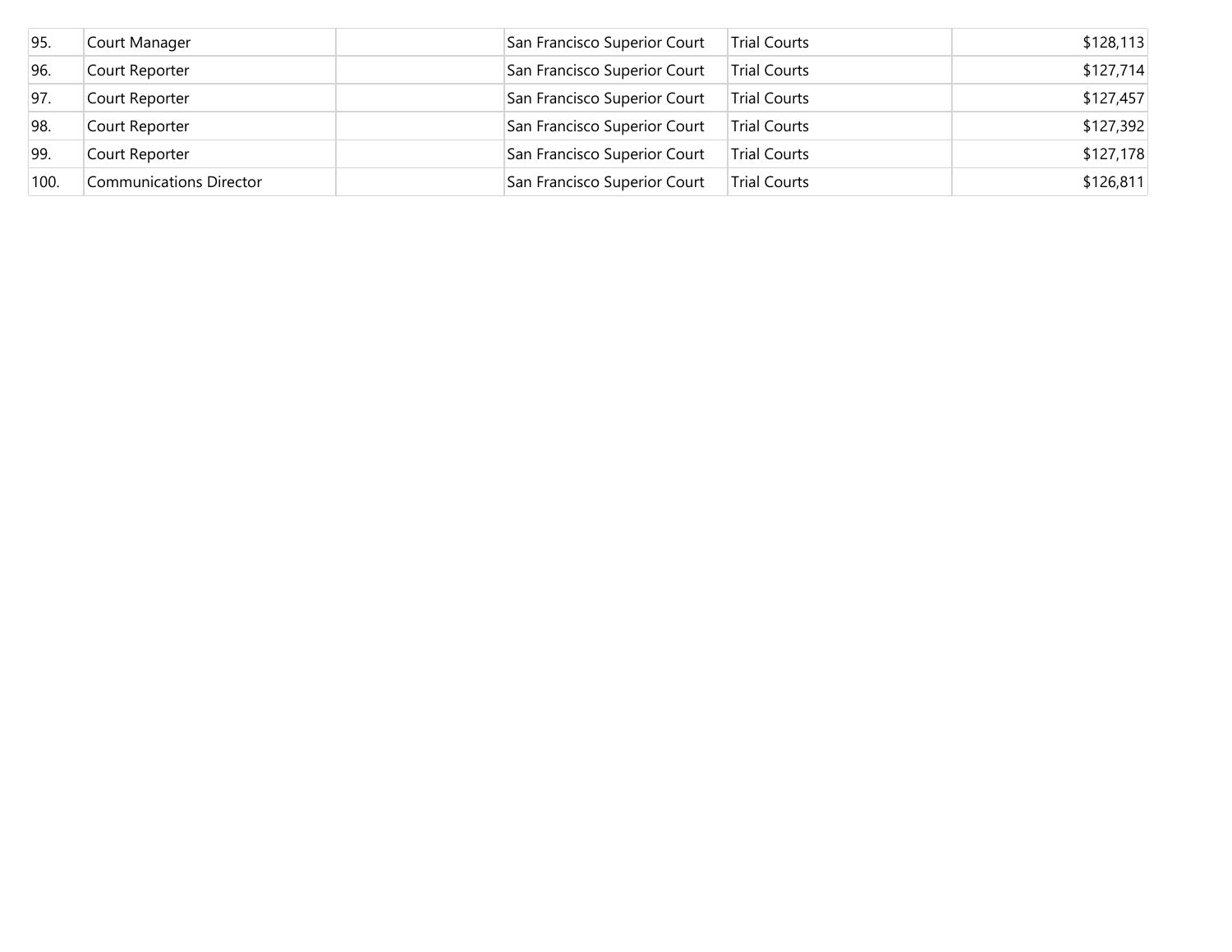| | | | | | |
|---|---|---|---|---|---|
| 95. | Court Manager | | San Francisco Superior Court | Trial Courts | $128,113 |
| 96. | Court Reporter | | San Francisco Superior Court | Trial Courts | $127,714 |
| 97. | Court Reporter | | San Francisco Superior Court | Trial Courts | $127,457 |
| 98. | Court Reporter | | San Francisco Superior Court | Trial Courts | $127,392 |
| 99. | Court Reporter | | San Francisco Superior Court | Trial Courts | $127,178 |
| 100. | Communications Director | | San Francisco Superior Court | Trial Courts | $126,811 |